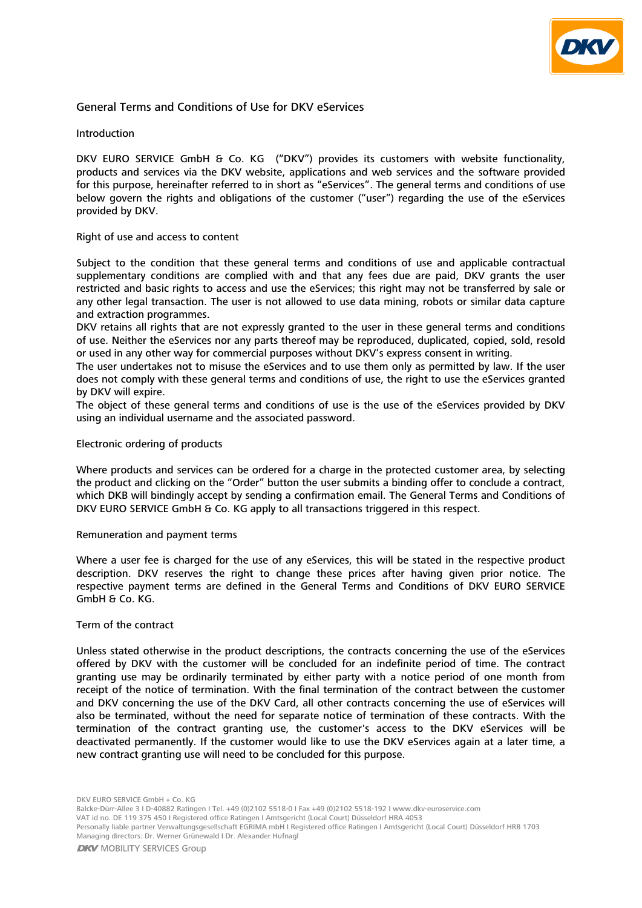# General Terms and Conditions of Use for DKV eServices

## Introduction

DKV EURO SERVICE GmbH & Co. KG ("DKV") provides its customers with website functionality, products and services via the DKV website, applications and web services and the software provided for this purpose, hereinafter referred to in short as "eServices". The general terms and conditions of use below govern the rights and obligations of the customer ("user") regarding the use of the eServices provided by DKV.

## Right of use and access to content

Subject to the condition that these general terms and conditions of use and applicable contractual supplementary conditions are complied with and that any fees due are paid, DKV grants the user restricted and basic rights to access and use the eServices; this right may not be transferred by sale or any other legal transaction. The user is not allowed to use data mining, robots or similar data capture and extraction programmes.

DKV retains all rights that are not expressly granted to the user in these general terms and conditions of use. Neither the eServices nor any parts thereof may be reproduced, duplicated, copied, sold, resold or used in any other way for commercial purposes without DKV's express consent in writing.

The user undertakes not to misuse the eServices and to use them only as permitted by law. If the user does not comply with these general terms and conditions of use, the right to use the eServices granted by DKV will expire.

The object of these general terms and conditions of use is the use of the eServices provided by DKV using an individual username and the associated password.

## Electronic ordering of products

Where products and services can be ordered for a charge in the protected customer area, by selecting the product and clicking on the "Order" button the user submits a binding offer to conclude a contract, which DKB will bindingly accept by sending a confirmation email. The General Terms and Conditions of DKV EURO SERVICE GmbH & Co. KG apply to all transactions triggered in this respect.

## Remuneration and payment terms

Where a user fee is charged for the use of any eServices, this will be stated in the respective product description. DKV reserves the right to change these prices after having given prior notice. The respective payment terms are defined in the General Terms and Conditions of DKV EURO SERVICE GmbH & Co. KG.

## Term of the contract

Unless stated otherwise in the product descriptions, the contracts concerning the use of the eServices offered by DKV with the customer will be concluded for an indefinite period of time. The contract granting use may be ordinarily terminated by either party with a notice period of one month from receipt of the notice of termination. With the final termination of the contract between the customer and DKV concerning the use of the DKV Card, all other contracts concerning the use of eServices will also be terminated, without the need for separate notice of termination of these contracts. With the termination of the contract granting use, the customer's access to the DKV eServices will be deactivated permanently. If the customer would like to use the DKV eServices again at a later time, a new contract granting use will need to be concluded for this purpose.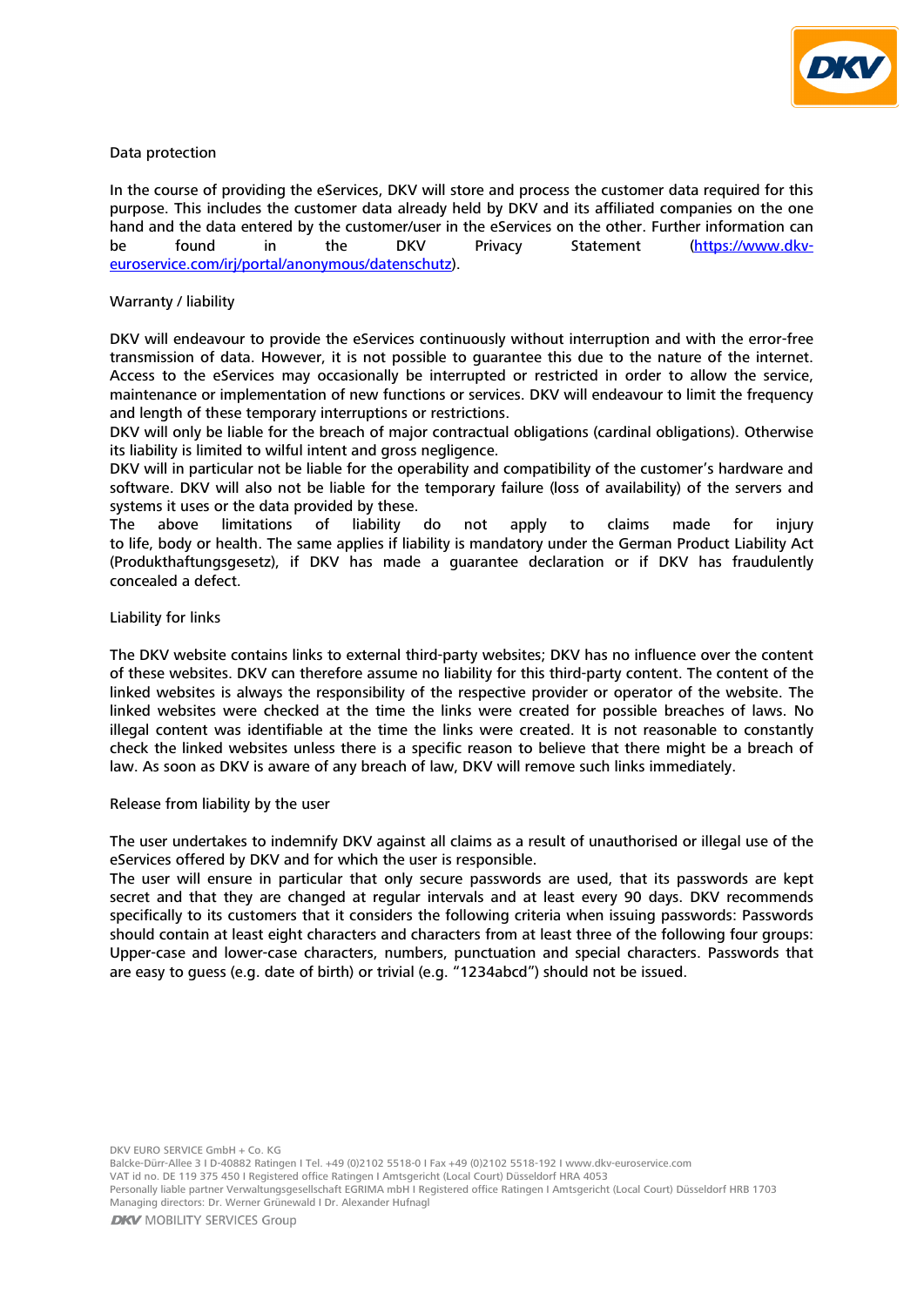## Data protection

In the course of providing the eServices, DKV will store and process the customer data required for this purpose. This includes the customer data already held by DKV and its affiliated companies on the one hand and the data entered by the customer/user in the eServices on the other. Further information can be found in the DKV Privacy Statement ([https://www.dkv-euroservice.com/irj/portal/anonymous/datenschutz](https://www.dkv-euroservice.com/irj/portal/anonymous/datenschutz)).

## Warranty / liability

DKV will endeavour to provide the eServices continuously without interruption and with the error-free transmission of data. However, it is not possible to guarantee this due to the nature of the internet. Access to the eServices may occasionally be interrupted or restricted in order to allow the service, maintenance or implementation of new functions or services. DKV will endeavour to limit the frequency and length of these temporary interruptions or restrictions.

DKV will only be liable for the breach of major contractual obligations (cardinal obligations). Otherwise its liability is limited to wilful intent and gross negligence.

DKV will in particular not be liable for the operability and compatibility of the customer's hardware and software. DKV will also not be liable for the temporary failure (loss of availability) of the servers and systems it uses or the data provided by these.

The above limitations of liability do not apply to claims made for injury to life, body or health. The same applies if liability is mandatory under the German Product Liability Act (Produkthaftungsgesetz), if DKV has made a guarantee declaration or if DKV has fraudulently concealed a defect.

## Liability for links

The DKV website contains links to external third-party websites; DKV has no influence over the content of these websites. DKV can therefore assume no liability for this third-party content. The content of the linked websites is always the responsibility of the respective provider or operator of the website. The linked websites were checked at the time the links were created for possible breaches of laws. No illegal content was identifiable at the time the links were created. It is not reasonable to constantly check the linked websites unless there is a specific reason to believe that there might be a breach of law. As soon as DKV is aware of any breach of law, DKV will remove such links immediately.

## Release from liability by the user

The user undertakes to indemnify DKV against all claims as a result of unauthorised or illegal use of the eServices offered by DKV and for which the user is responsible.

The user will ensure in particular that only secure passwords are used, that its passwords are kept secret and that they are changed at regular intervals and at least every 90 days. DKV recommends specifically to its customers that it considers the following criteria when issuing passwords: Passwords should contain at least eight characters and characters from at least three of the following four groups: Upper-case and lower-case characters, numbers, punctuation and special characters. Passwords that are easy to guess (e.g. date of birth) or trivial (e.g. "1234abcd") should not be issued.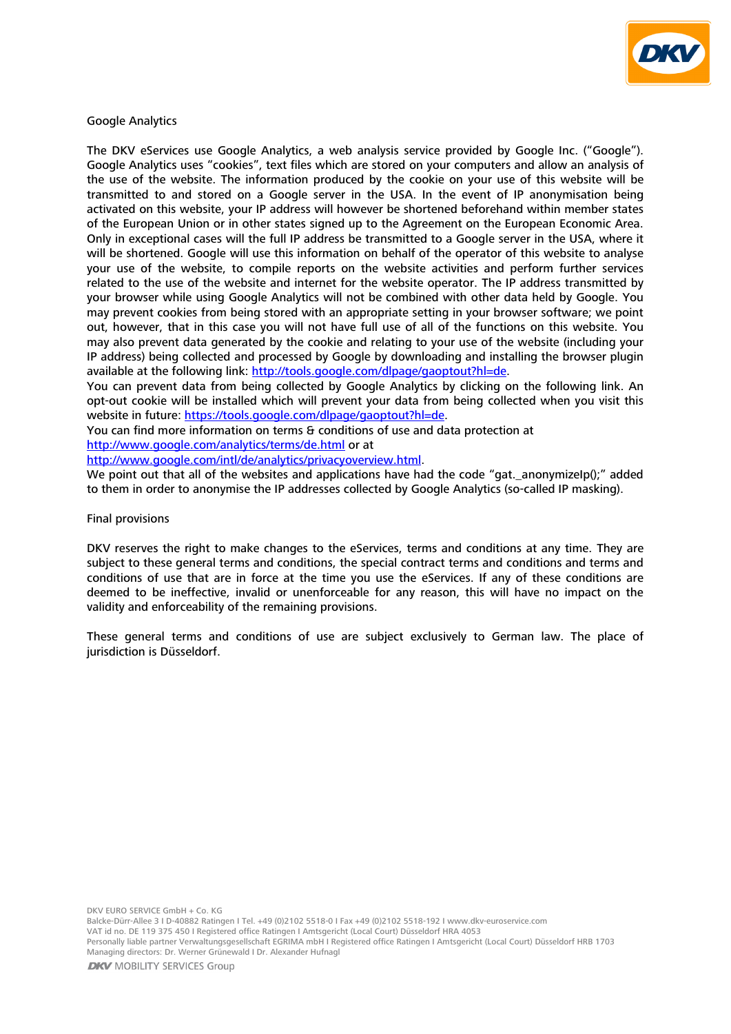## Google Analytics

The DKV eServices use Google Analytics, a web analysis service provided by Google Inc. ("Google"). Google Analytics uses "cookies", text files which are stored on your computers and allow an analysis of the use of the website. The information produced by the cookie on your use of this website will be transmitted to and stored on a Google server in the USA. In the event of IP anonymisation being activated on this website, your IP address will however be shortened beforehand within member states of the European Union or in other states signed up to the Agreement on the European Economic Area. Only in exceptional cases will the full IP address be transmitted to a Google server in the USA, where it will be shortened. Google will use this information on behalf of the operator of this website to analyse your use of the website, to compile reports on the website activities and perform further services related to the use of the website and internet for the website operator. The IP address transmitted by your browser while using Google Analytics will not be combined with other data held by Google. You may prevent cookies from being stored with an appropriate setting in your browser software; we point out, however, that in this case you will not have full use of all of the functions on this website. You may also prevent data generated by the cookie and relating to your use of the website (including your IP address) being collected and processed by Google by downloading and installing the browser plugin available at the following link: [http://tools.google.com/dlpage/gaoptout?hl=de](http://tools.google.com/dlpage/gaoptout?hl=de).
You can prevent data from being collected by Google Analytics by clicking on the following link. An opt-out cookie will be installed which will prevent your data from being collected when you visit this website in future: [https://tools.google.com/dlpage/gaoptout?hl=de](https://tools.google.com/dlpage/gaoptout?hl=de).
You can find more information on terms & conditions of use and data protection at [http://www.google.com/analytics/terms/de.html](http://www.google.com/analytics/terms/de.html) or at [http://www.google.com/intl/de/analytics/privacyoverview.html](http://www.google.com/intl/de/analytics/privacyoverview.html).
We point out that all of the websites and applications have had the code "gat._anonymizeIp();" added to them in order to anonymise the IP addresses collected by Google Analytics (so-called IP masking).

## Final provisions

DKV reserves the right to make changes to the eServices, terms and conditions at any time. They are subject to these general terms and conditions, the special contract terms and conditions and terms and conditions of use that are in force at the time you use the eServices. If any of these conditions are deemed to be ineffective, invalid or unenforceable for any reason, this will have no impact on the validity and enforceability of the remaining provisions.

These general terms and conditions of use are subject exclusively to German law. The place of jurisdiction is Düsseldorf.